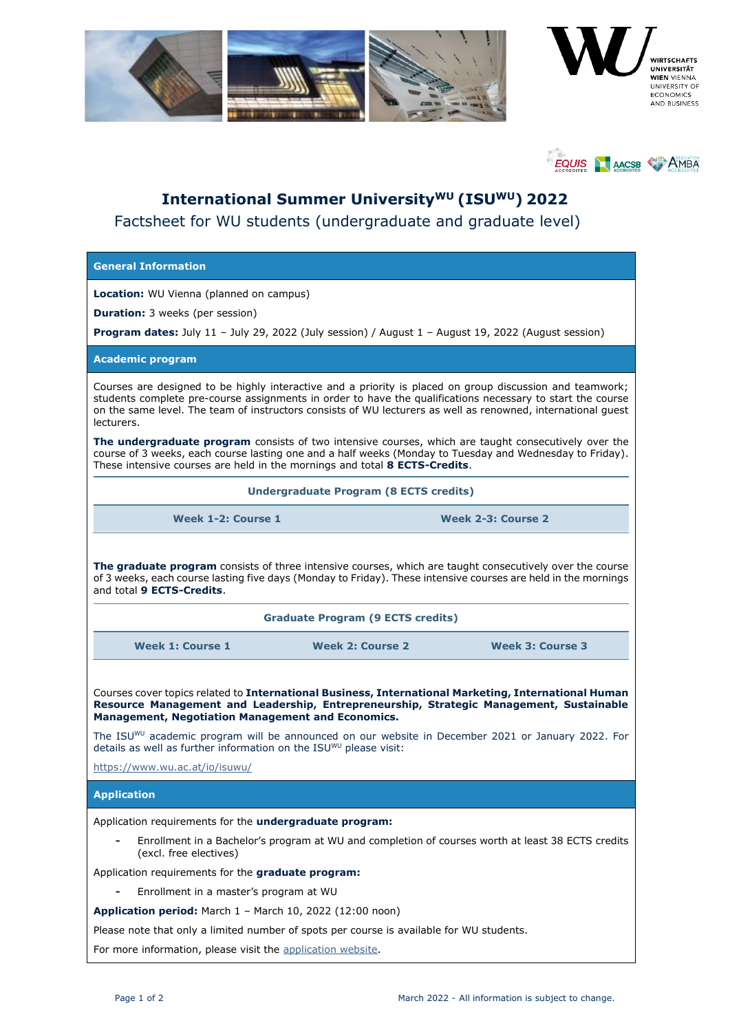# International Summer University[WU] (ISU[WU]) 2022

Factsheet for WU students (undergraduate and graduate level)

## General Information

**Location:** WU Vienna (planned on campus)

**Duration:** 3 weeks (per session)

**Program dates:** July 11 – July 29, 2022 (July session) / August 1 – August 19, 2022 (August session)

## Academic program

Courses are designed to be highly interactive and a priority is placed on group discussion and teamwork; students complete pre-course assignments in order to have the qualifications necessary to start the course on the same level. The team of instructors consists of WU lecturers as well as renowned, international guest lecturers.

**The undergraduate program** consists of two intensive courses, which are taught consecutively over the course of 3 weeks, each course lasting one and a half weeks (Monday to Tuesday and Wednesday to Friday). These intensive courses are held in the mornings and total **8 ECTS-Credits**.

| Undergraduate Program (8 ECTS credits) | |
|---|---|
| Week 1-2: Course 1 | Week 2-3: Course 2 |

**The graduate program** consists of three intensive courses, which are taught consecutively over the course of 3 weeks, each course lasting five days (Monday to Friday). These intensive courses are held in the mornings and total **9 ECTS-Credits**.

| Graduate Program (9 ECTS credits) | | |
|---|---|---|
| Week 1: Course 1 | Week 2: Course 2 | Week 3: Course 3 |

Courses cover topics related to **International Business, International Marketing, International Human Resource Management and Leadership, Entrepreneurship, Strategic Management, Sustainable Management, Negotiation Management and Economics.**

The ISU[WU] academic program will be announced on our website in December 2021 or January 2022. For details as well as further information on the ISU[WU] please visit:

https://www.wu.ac.at/io/isuwu/

## Application

Application requirements for the **undergraduate program:**

- Enrollment in a Bachelor's program at WU and completion of courses worth at least 38 ECTS credits (excl. free electives)

Application requirements for the **graduate program:**

- Enrollment in a master's program at WU

**Application period:** March 1 – March 10, 2022 (12:00 noon)

Please note that only a limited number of spots per course is available for WU students.

For more information, please visit the application website.

March 2022 - All information is subject to change.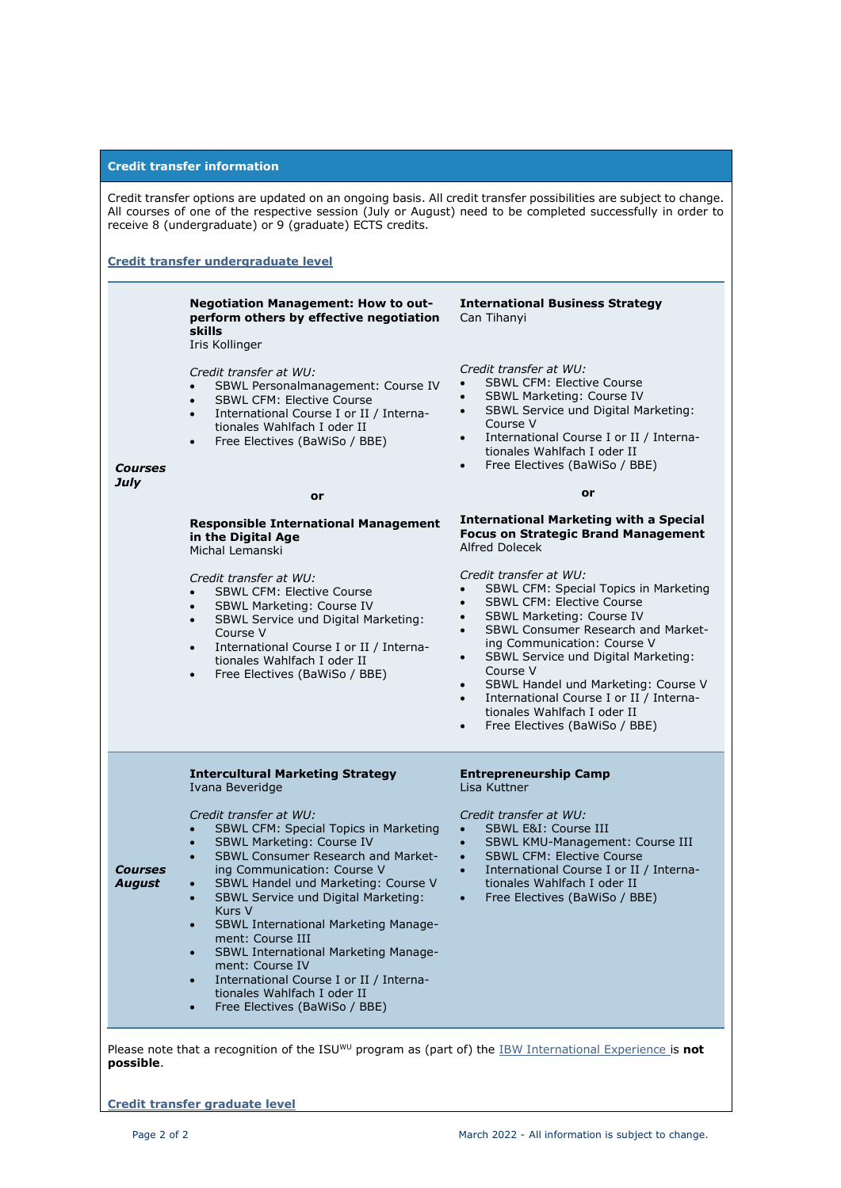## Credit transfer information

Credit transfer options are updated on an ongoing basis. All credit transfer possibilities are subject to change. All courses of one of the respective session (July or August) need to be completed successfully in order to receive 8 (undergraduate) or 9 (graduate) ECTS credits.

### Credit transfer undergraduate level

#### *Courses July*

**Negotiation Management: How to outperform others by effective negotiation skills**
Iris Kollinger

*Credit transfer at WU:*

- SBWL Personalmanagement: Course IV
- SBWL CFM: Elective Course
- International Course I or II / Internationales Wahlfach I oder II
- Free Electives (BaWiSo / BBE)

**or**

**Responsible International Management in the Digital Age**
Michal Lemanski

*Credit transfer at WU:*

- SBWL CFM: Elective Course
- SBWL Marketing: Course IV
- SBWL Service und Digital Marketing: Course V
- International Course I or II / Internationales Wahlfach I oder II
- Free Electives (BaWiSo / BBE)

**International Business Strategy**
Can Tihanyi

*Credit transfer at WU:*

- SBWL CFM: Elective Course
- SBWL Marketing: Course IV
- SBWL Service und Digital Marketing: Course V
- International Course I or II / Internationales Wahlfach I oder II
- Free Electives (BaWiSo / BBE)

**or**

**International Marketing with a Special Focus on Strategic Brand Management**
Alfred Dolecek

*Credit transfer at WU:*

- SBWL CFM: Special Topics in Marketing
- SBWL CFM: Elective Course
- SBWL Marketing: Course IV
- SBWL Consumer Research and Marketing Communication: Course V
- SBWL Service und Digital Marketing: Course V
- SBWL Handel und Marketing: Course V
- International Course I or II / Internationales Wahlfach I oder II
- Free Electives (BaWiSo / BBE)

#### *Courses August*

**Intercultural Marketing Strategy**
Ivana Beveridge

*Credit transfer at WU:*

- SBWL CFM: Special Topics in Marketing
- SBWL Marketing: Course IV
- SBWL Consumer Research and Marketing Communication: Course V
- SBWL Handel und Marketing: Course V
- SBWL Service und Digital Marketing: Kurs V
- SBWL International Marketing Management: Course III
- SBWL International Marketing Management: Course IV
- International Course I or II / Internationales Wahlfach I oder II
- Free Electives (BaWiSo / BBE)

**Entrepreneurship Camp**
Lisa Kuttner

*Credit transfer at WU:*

- SBWL E&I: Course III
- SBWL KMU-Management: Course III
- SBWL CFM: Elective Course
- International Course I or II / Internationales Wahlfach I oder II
- Free Electives (BaWiSo / BBE)

Please note that a recognition of the ISU[WU] program as (part of) the IBW International Experience is **not possible**.

### Credit transfer graduate level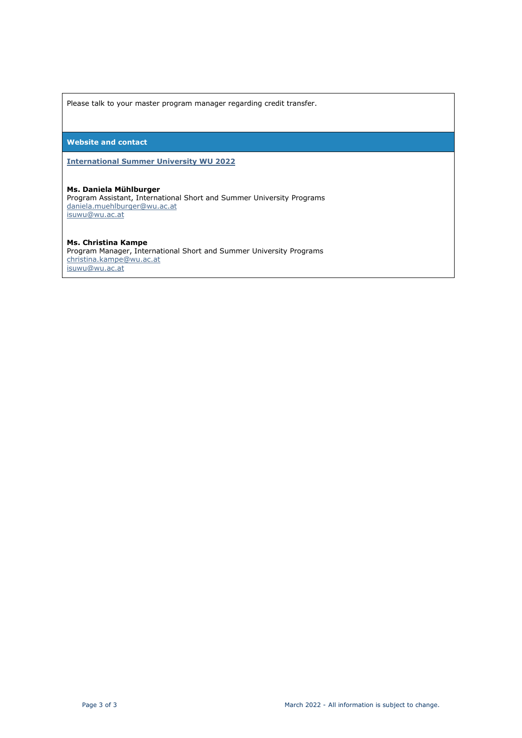Please talk to your master program manager regarding credit transfer.

## Website and contact

**International Summer University WU 2022**

**Ms. Daniela Mühlburger**
Program Assistant, International Short and Summer University Programs
daniela.muehlburger@wu.ac.at
isuwu@wu.ac.at

**Ms. Christina Kampe**
Program Manager, International Short and Summer University Programs
christina.kampe@wu.ac.at
isuwu@wu.ac.at